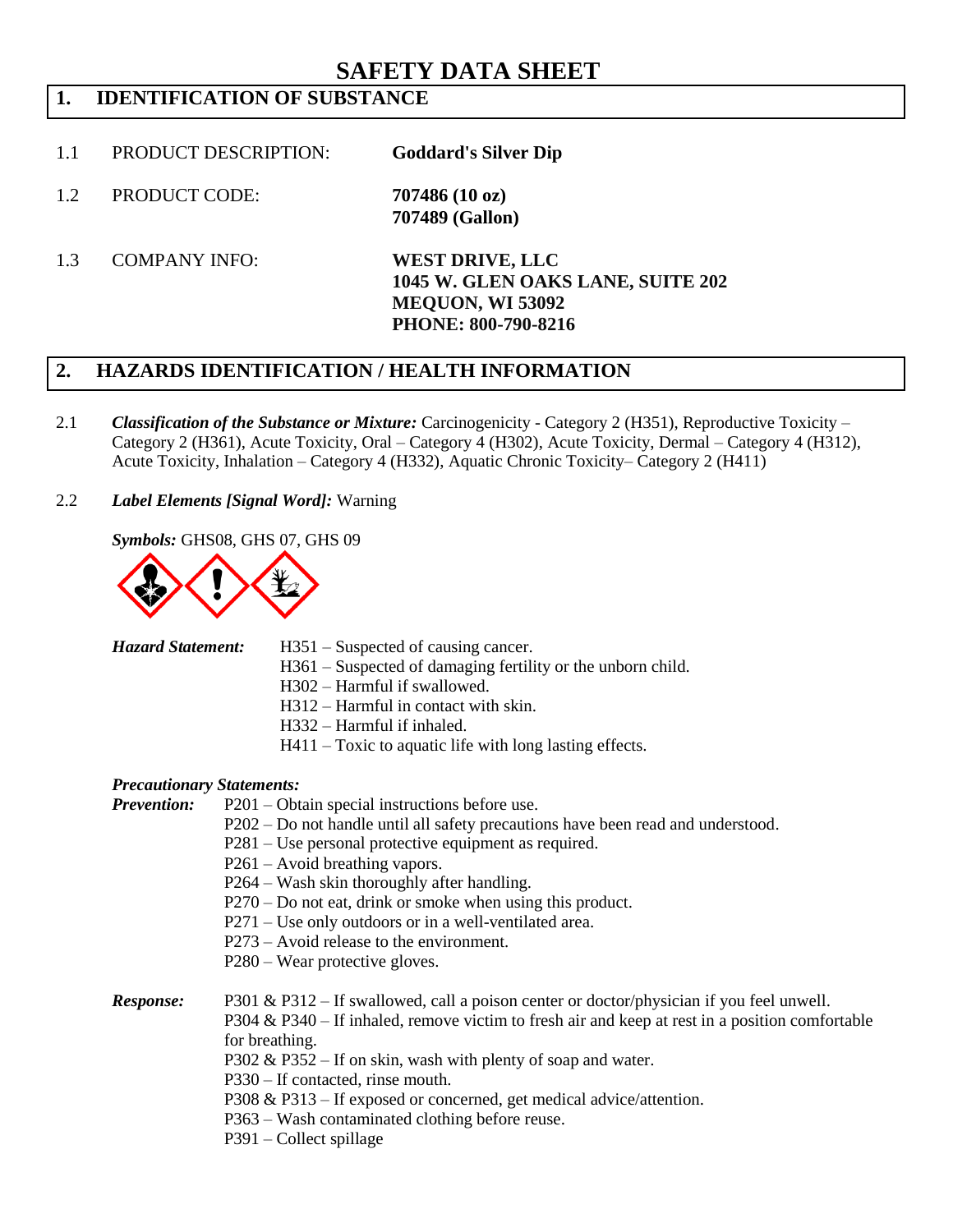# SAFETY DATA SHEET

## 1. IDENTIFICATION OF SUBSTANCE

1.1 PRODUCT DESCRIPTION: **Goddard's Silver Dip**

1.2 PRODUCT CODE: **707486 (10 oz)**
**707489 (Gallon)**

1.3 COMPANY INFO: **WEST DRIVE, LLC**
**1045 W. GLEN OAKS LANE, SUITE 202**
**MEQUON, WI 53092**
**PHONE: 800-790-8216**

## 2. HAZARDS IDENTIFICATION / HEALTH INFORMATION

2.1 ***Classification of the Substance or Mixture:*** Carcinogenicity - Category 2 (H351), Reproductive Toxicity – Category 2 (H361), Acute Toxicity, Oral – Category 4 (H302), Acute Toxicity, Dermal – Category 4 (H312), Acute Toxicity, Inhalation – Category 4 (H332), Aquatic Chronic Toxicity– Category 2 (H411)

2.2 ***Label Elements [Signal Word]:*** Warning

***Symbols:*** GHS08, GHS 07, GHS 09

***Hazard Statement:***
H351 – Suspected of causing cancer.
H361 – Suspected of damaging fertility or the unborn child.
H302 – Harmful if swallowed.
H312 – Harmful in contact with skin.
H332 – Harmful if inhaled.
H411 – Toxic to aquatic life with long lasting effects.

***Precautionary Statements:***

***Prevention:***
P201 – Obtain special instructions before use.
P202 – Do not handle until all safety precautions have been read and understood.
P281 – Use personal protective equipment as required.
P261 – Avoid breathing vapors.
P264 – Wash skin thoroughly after handling.
P270 – Do not eat, drink or smoke when using this product.
P271 – Use only outdoors or in a well-ventilated area.
P273 – Avoid release to the environment.
P280 – Wear protective gloves.

***Response:***
P301 & P312 – If swallowed, call a poison center or doctor/physician if you feel unwell.
P304 & P340 – If inhaled, remove victim to fresh air and keep at rest in a position comfortable for breathing.
P302 & P352 – If on skin, wash with plenty of soap and water.
P330 – If contacted, rinse mouth.
P308 & P313 – If exposed or concerned, get medical advice/attention.
P363 – Wash contaminated clothing before reuse.
P391 – Collect spillage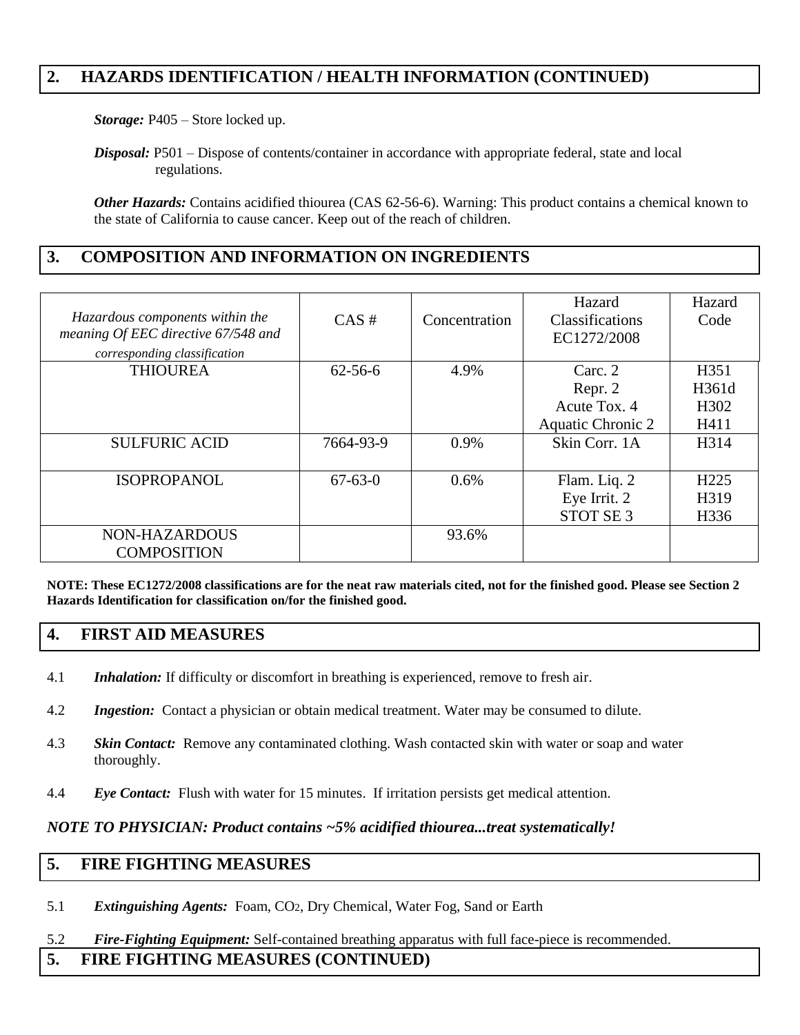## 2. HAZARDS IDENTIFICATION / HEALTH INFORMATION (CONTINUED)

***Storage:*** P405 – Store locked up.

***Disposal:*** P501 – Dispose of contents/container in accordance with appropriate federal, state and local regulations.

***Other Hazards:*** Contains acidified thiourea (CAS 62-56-6). Warning: This product contains a chemical known to the state of California to cause cancer. Keep out of the reach of children.

## 3. COMPOSITION AND INFORMATION ON INGREDIENTS

| *Hazardous components within the meaning Of EEC directive 67/548 and corresponding classification* | CAS # | Concentration | Hazard Classifications EC1272/2008 | Hazard Code |
|---|---|---|---|---|
| THIOUREA | 62-56-6 | 4.9% | Carc. 2<br>Repr. 2<br>Acute Tox. 4<br>Aquatic Chronic 2 | H351<br>H361d<br>H302<br>H411 |
| SULFURIC ACID | 7664-93-9 | 0.9% | Skin Corr. 1A | H314 |
| ISOPROPANOL | 67-63-0 | 0.6% | Flam. Liq. 2<br>Eye Irrit. 2<br>STOT SE 3 | H225<br>H319<br>H336 |
| NON-HAZARDOUS COMPOSITION | | 93.6% | | |

**NOTE: These EC1272/2008 classifications are for the neat raw materials cited, not for the finished good. Please see Section 2 Hazards Identification for classification on/for the finished good.**

## 4. FIRST AID MEASURES

4.1 ***Inhalation:*** If difficulty or discomfort in breathing is experienced, remove to fresh air.

4.2 ***Ingestion:*** Contact a physician or obtain medical treatment. Water may be consumed to dilute.

4.3 ***Skin Contact:*** Remove any contaminated clothing. Wash contacted skin with water or soap and water thoroughly.

4.4 ***Eye Contact:*** Flush with water for 15 minutes. If irritation persists get medical attention.

***NOTE TO PHYSICIAN: Product contains ~5% acidified thiourea...treat systematically!***

## 5. FIRE FIGHTING MEASURES

5.1 ***Extinguishing Agents:*** Foam, $CO_2$, Dry Chemical, Water Fog, Sand or Earth

5.2 ***Fire-Fighting Equipment:*** Self-contained breathing apparatus with full face-piece is recommended.

## 5. FIRE FIGHTING MEASURES (CONTINUED)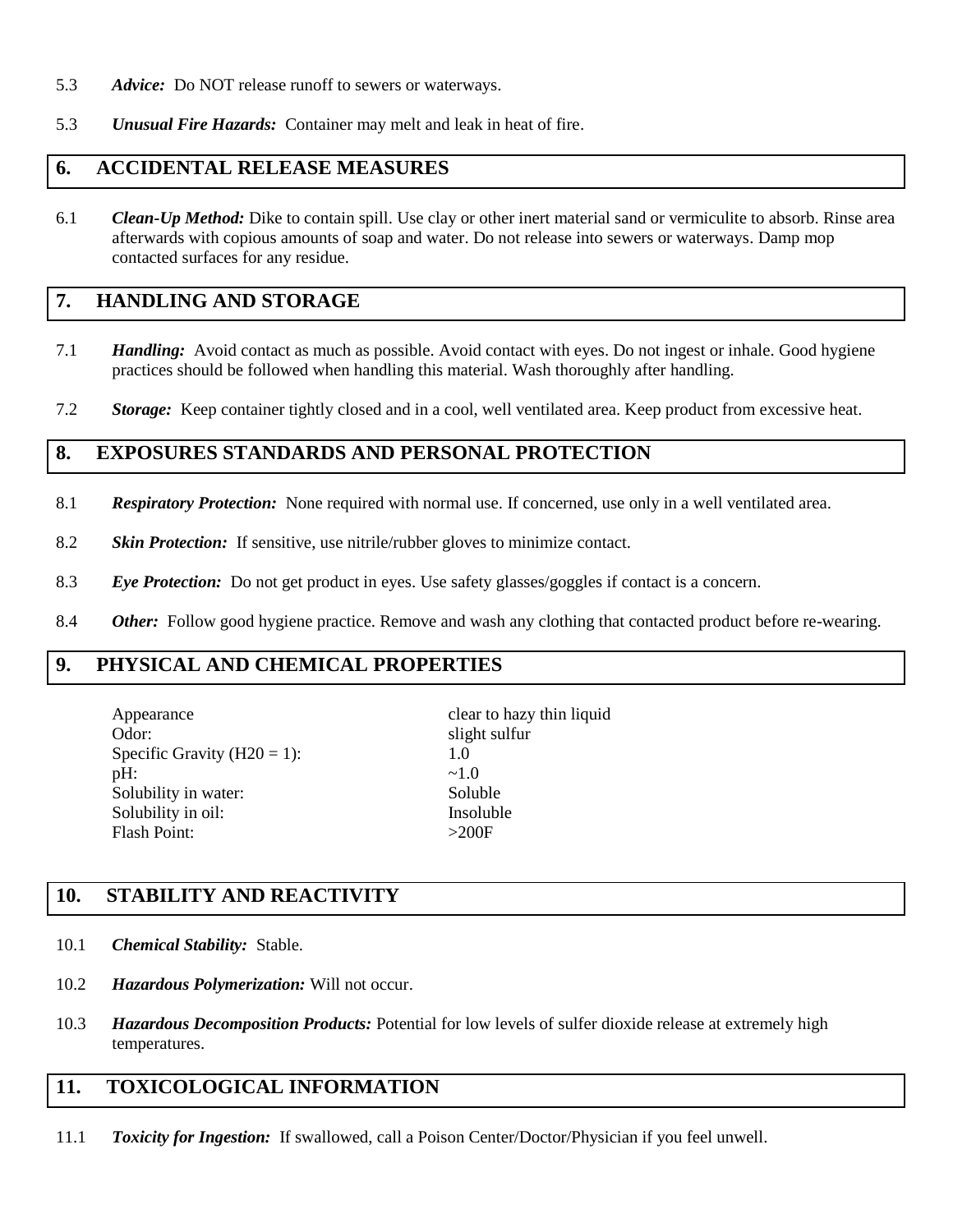5.3 ***Advice:*** Do NOT release runoff to sewers or waterways.

5.3 ***Unusual Fire Hazards:*** Container may melt and leak in heat of fire.

## 6. ACCIDENTAL RELEASE MEASURES

6.1 ***Clean-Up Method:*** Dike to contain spill. Use clay or other inert material sand or vermiculite to absorb. Rinse area afterwards with copious amounts of soap and water. Do not release into sewers or waterways. Damp mop contacted surfaces for any residue.

## 7. HANDLING AND STORAGE

7.1 ***Handling:*** Avoid contact as much as possible. Avoid contact with eyes. Do not ingest or inhale. Good hygiene practices should be followed when handling this material. Wash thoroughly after handling.

7.2 ***Storage:*** Keep container tightly closed and in a cool, well ventilated area. Keep product from excessive heat.

## 8. EXPOSURES STANDARDS AND PERSONAL PROTECTION

8.1 ***Respiratory Protection:*** None required with normal use. If concerned, use only in a well ventilated area.

8.2 ***Skin Protection:*** If sensitive, use nitrile/rubber gloves to minimize contact.

8.3 ***Eye Protection:*** Do not get product in eyes. Use safety glasses/goggles if contact is a concern.

8.4 ***Other:*** Follow good hygiene practice. Remove and wash any clothing that contacted product before re-wearing.

## 9. PHYSICAL AND CHEMICAL PROPERTIES

| | |
|---|---|
| Appearance | clear to hazy thin liquid |
| Odor: | slight sulfur |
| Specific Gravity (H20 = 1): | 1.0 |
| pH: | ~1.0 |
| Solubility in water: | Soluble |
| Solubility in oil: | Insoluble |
| Flash Point: | >200F |

## 10. STABILITY AND REACTIVITY

10.1 ***Chemical Stability:*** Stable.

10.2 ***Hazardous Polymerization:*** Will not occur.

10.3 ***Hazardous Decomposition Products:*** Potential for low levels of sulfer dioxide release at extremely high temperatures.

## 11. TOXICOLOGICAL INFORMATION

11.1 ***Toxicity for Ingestion:*** If swallowed, call a Poison Center/Doctor/Physician if you feel unwell.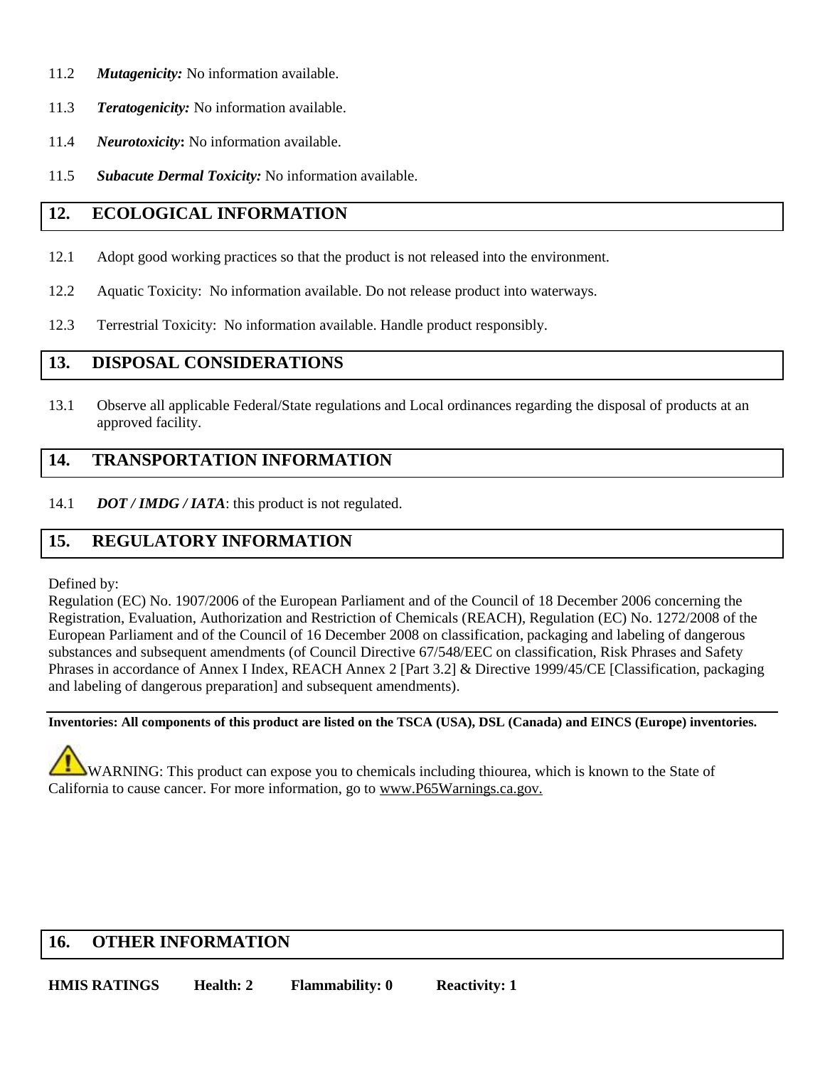11.2 ***Mutagenicity:*** No information available.

11.3 ***Teratogenicity:*** No information available.

11.4 ***Neurotoxicity*:** No information available.

11.5 ***Subacute Dermal Toxicity:*** No information available.

## 12. ECOLOGICAL INFORMATION

12.1 Adopt good working practices so that the product is not released into the environment.

12.2 Aquatic Toxicity: No information available. Do not release product into waterways.

12.3 Terrestrial Toxicity: No information available. Handle product responsibly.

## 13. DISPOSAL CONSIDERATIONS

13.1 Observe all applicable Federal/State regulations and Local ordinances regarding the disposal of products at an approved facility.

## 14. TRANSPORTATION INFORMATION

14.1 ***DOT / IMDG / IATA***: this product is not regulated.

## 15. REGULATORY INFORMATION

Defined by:
Regulation (EC) No. 1907/2006 of the European Parliament and of the Council of 18 December 2006 concerning the Registration, Evaluation, Authorization and Restriction of Chemicals (REACH), Regulation (EC) No. 1272/2008 of the European Parliament and of the Council of 16 December 2008 on classification, packaging and labeling of dangerous substances and subsequent amendments (of Council Directive 67/548/EEC on classification, Risk Phrases and Safety Phrases in accordance of Annex I Index, REACH Annex 2 [Part 3.2] & Directive 1999/45/CE [Classification, packaging and labeling of dangerous preparation] and subsequent amendments).

**Inventories: All components of this product are listed on the TSCA (USA), DSL (Canada) and EINCS (Europe) inventories.**

WARNING: This product can expose you to chemicals including thiourea, which is known to the State of California to cause cancer. For more information, go to www.P65Warnings.ca.gov.

## 16. OTHER INFORMATION

**HMIS RATINGS Health: 2 Flammability: 0 Reactivity: 1**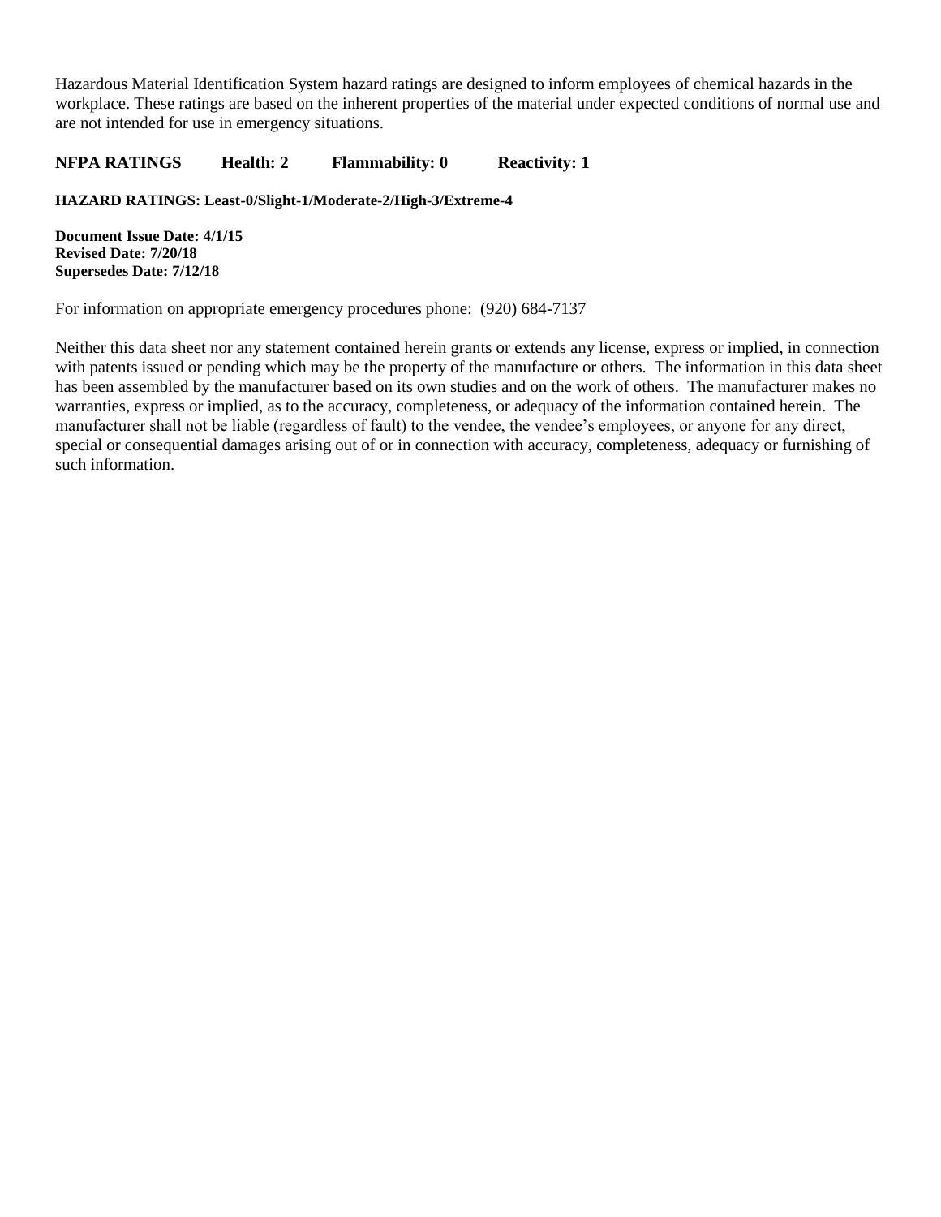Hazardous Material Identification System hazard ratings are designed to inform employees of chemical hazards in the workplace. These ratings are based on the inherent properties of the material under expected conditions of normal use and are not intended for use in emergency situations.

**NFPA RATINGS Health: 2 Flammability: 0 Reactivity: 1**

**HAZARD RATINGS: Least-0/Slight-1/Moderate-2/High-3/Extreme-4**

**Document Issue Date: 4/1/15**
**Revised Date: 7/20/18**
**Supersedes Date: 7/12/18**

For information on appropriate emergency procedures phone: (920) 684-7137

Neither this data sheet nor any statement contained herein grants or extends any license, express or implied, in connection with patents issued or pending which may be the property of the manufacture or others. The information in this data sheet has been assembled by the manufacturer based on its own studies and on the work of others. The manufacturer makes no warranties, express or implied, as to the accuracy, completeness, or adequacy of the information contained herein. The manufacturer shall not be liable (regardless of fault) to the vendee, the vendee's employees, or anyone for any direct, special or consequential damages arising out of or in connection with accuracy, completeness, adequacy or furnishing of such information.